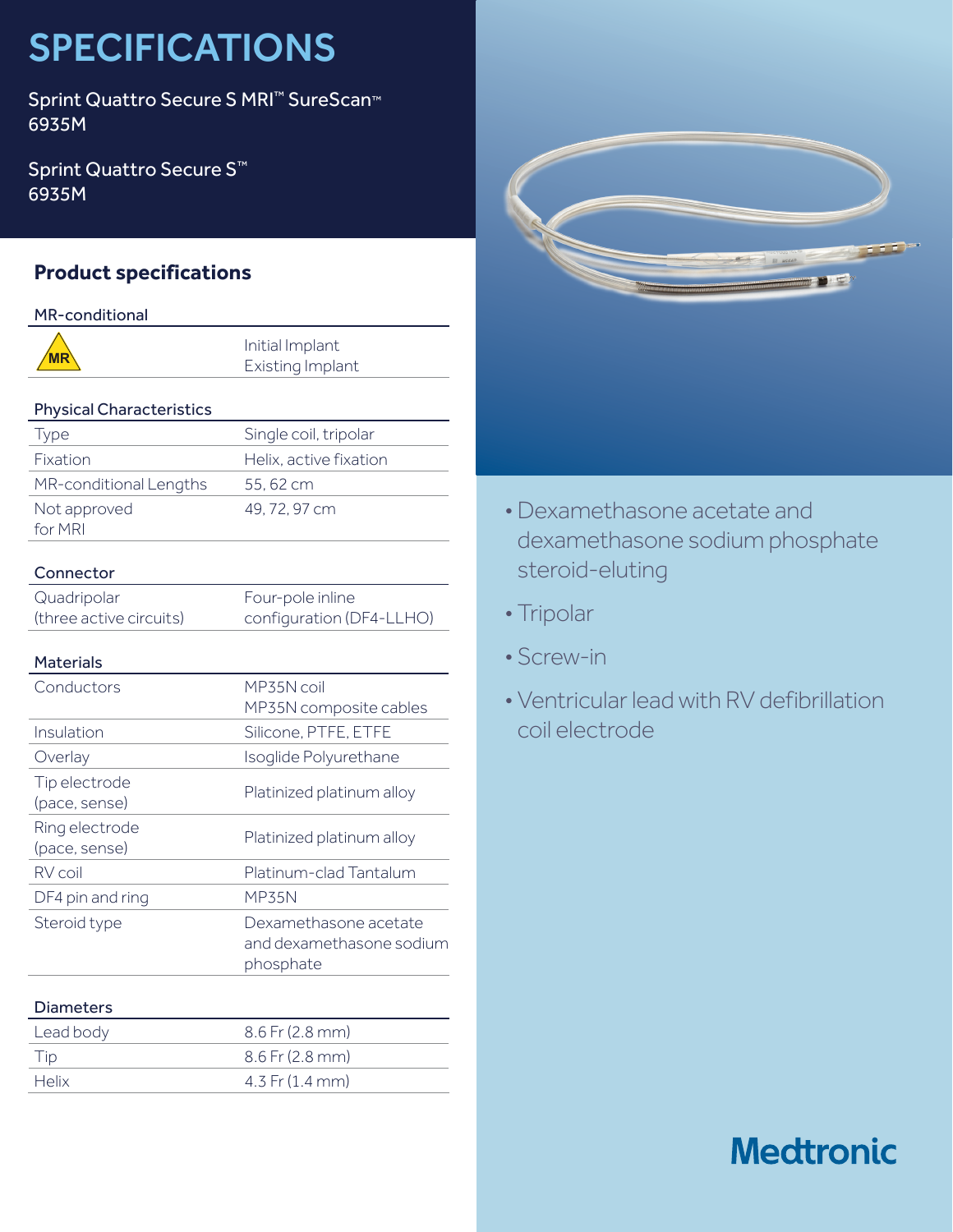# SPECIFICATIONS

Sprint Quattro Secure S MRI™ SureScan™
6935M

Sprint Quattro Secure S™
6935M

## Product specifications

| MR-conditional | |
|---|---|
| MR | Initial Implant<br>Existing Implant |

| Physical Characteristics | |
|---|---|
| Type | Single coil, tripolar |
| Fixation | Helix, active fixation |
| MR-conditional Lengths | 55, 62 cm |
| Not approved for MRI | 49, 72, 97 cm |

| Connector | |
|---|---|
| Quadripolar (three active circuits) | Four-pole inline configuration (DF4-LLHO) |

| Materials | |
|---|---|
| Conductors | MP35N coil<br>MP35N composite cables |
| Insulation | Silicone, PTFE, ETFE |
| Overlay | Isoglide Polyurethane |
| Tip electrode (pace, sense) | Platinized platinum alloy |
| Ring electrode (pace, sense) | Platinized platinum alloy |
| RV coil | Platinum-clad Tantalum |
| DF4 pin and ring | MP35N |
| Steroid type | Dexamethasone acetate and dexamethasone sodium phosphate |

| Diameters | |
|---|---|
| Lead body | 8.6 Fr (2.8 mm) |
| Tip | 8.6 Fr (2.8 mm) |
| Helix | 4.3 Fr (1.4 mm) |

- Dexamethasone acetate and dexamethasone sodium phosphate steroid-eluting
- Tripolar
- Screw-in
- Ventricular lead with RV defibrillation coil electrode

Medtronic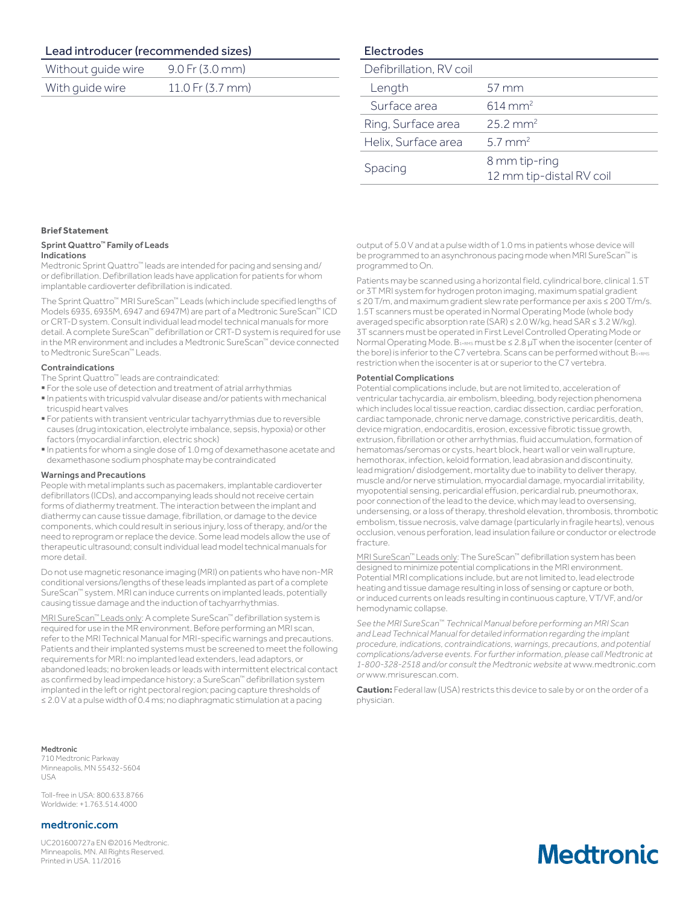## Lead introducer (recommended sizes)

| | |
|---|---|
| Without guide wire | 9.0 Fr (3.0 mm) |
| With guide wire | 11.0 Fr (3.7 mm) |

## Electrodes

| | |
|---|---|
| Defibrillation, RV coil | |
| Length | 57 mm |
| Surface area | 614 mm² |
| Ring, Surface area | 25.2 mm² |
| Helix, Surface area | 5.7 mm² |
| Spacing | 8 mm tip-ring<br>12 mm tip-distal RV coil |

**Brief Statement**

**Sprint Quattro™ Family of Leads**

**Indications**

Medtronic Sprint Quattro™ leads are intended for pacing and sensing and/or defibrillation. Defibrillation leads have application for patients for whom implantable cardioverter defibrillation is indicated.

The Sprint Quattro™ MRI SureScan™ Leads (which include specified lengths of Models 6935, 6935M, 6947 and 6947M) are part of a Medtronic SureScan™ ICD or CRT-D system. Consult individual lead model technical manuals for more detail. A complete SureScan™ defibrillation or CRT-D system is required for use in the MR environment and includes a Medtronic SureScan™ device connected to Medtronic SureScan™ Leads.

**Contraindications**

The Sprint Quattro™ leads are contraindicated:

- For the sole use of detection and treatment of atrial arrhythmias
- In patients with tricuspid valvular disease and/or patients with mechanical tricuspid heart valves
- For patients with transient ventricular tachyarrythmias due to reversible causes (drug intoxication, electrolyte imbalance, sepsis, hypoxia) or other factors (myocardial infarction, electric shock)
- In patients for whom a single dose of 1.0 mg of dexamethasone acetate and dexamethasone sodium phosphate may be contraindicated

**Warnings and Precautions**

People with metal implants such as pacemakers, implantable cardioverter defibrillators (ICDs), and accompanying leads should not receive certain forms of diathermy treatment. The interaction between the implant and diathermy can cause tissue damage, fibrillation, or damage to the device components, which could result in serious injury, loss of therapy, and/or the need to reprogram or replace the device. Some lead models allow the use of therapeutic ultrasound; consult individual lead model technical manuals for more detail.

Do not use magnetic resonance imaging (MRI) on patients who have non-MR conditional versions/lengths of these leads implanted as part of a complete SureScan™ system. MRI can induce currents on implanted leads, potentially causing tissue damage and the induction of tachyarrhythmias.

MRI SureScan™ Leads only: A complete SureScan™ defibrillation system is required for use in the MR environment. Before performing an MRI scan, refer to the MRI Technical Manual for MRI-specific warnings and precautions. Patients and their implanted systems must be screened to meet the following requirements for MRI: no implanted lead extenders, lead adaptors, or abandoned leads; no broken leads or leads with intermittent electrical contact as confirmed by lead impedance history; a SureScan™ defibrillation system implanted in the left or right pectoral region; pacing capture thresholds of ≤ 2.0 V at a pulse width of 0.4 ms; no diaphragmatic stimulation at a pacing output of 5.0 V and at a pulse width of 1.0 ms in patients whose device will be programmed to an asynchronous pacing mode when MRI SureScan™ is programmed to On.

Patients may be scanned using a horizontal field, cylindrical bore, clinical 1.5T or 3T MRI system for hydrogen proton imaging, maximum spatial gradient ≤ 20 T/m, and maximum gradient slew rate performance per axis ≤ 200 T/m/s. 1.5T scanners must be operated in Normal Operating Mode (whole body averaged specific absorption rate (SAR) ≤ 2.0 W/kg, head SAR ≤ 3.2 W/kg). 3T scanners must be operated in First Level Controlled Operating Mode or Normal Operating Mode. $B_{1+RMS}$ must be ≤ 2.8 µT when the isocenter (center of the bore) is inferior to the C7 vertebra. Scans can be performed without $B_{1+RMS}$ restriction when the isocenter is at or superior to the C7 vertebra.

**Potential Complications**

Potential complications include, but are not limited to, acceleration of ventricular tachycardia, air embolism, bleeding, body rejection phenomena which includes local tissue reaction, cardiac dissection, cardiac perforation, cardiac tamponade, chronic nerve damage, constrictive pericarditis, death, device migration, endocarditis, erosion, excessive fibrotic tissue growth, extrusion, fibrillation or other arrhythmias, fluid accumulation, formation of hematomas/seromas or cysts, heart block, heart wall or vein wall rupture, hemothorax, infection, keloid formation, lead abrasion and discontinuity, lead migration/ dislodgement, mortality due to inability to deliver therapy, muscle and/or nerve stimulation, myocardial damage, myocardial irritability, myopotential sensing, pericardial effusion, pericardial rub, pneumothorax, poor connection of the lead to the device, which may lead to oversensing, undersensing, or a loss of therapy, threshold elevation, thrombosis, thrombotic embolism, tissue necrosis, valve damage (particularly in fragile hearts), venous occlusion, venous perforation, lead insulation failure or conductor or electrode fracture.

MRI SureScan™ Leads only: The SureScan™ defibrillation system has been designed to minimize potential complications in the MRI environment. Potential MRI complications include, but are not limited to, lead electrode heating and tissue damage resulting in loss of sensing or capture or both, or induced currents on leads resulting in continuous capture, VT/VF, and/or hemodynamic collapse.

*See the MRI SureScan™ Technical Manual before performing an MRI Scan and Lead Technical Manual for detailed information regarding the implant procedure, indications, contraindications, warnings, precautions, and potential complications/adverse events. For further information, please call Medtronic at 1-800-328-2518 and/or consult the Medtronic website at* www.medtronic.com *or* www.mrisurescan.com.

**Caution:** Federal law (USA) restricts this device to sale by or on the order of a physician.

**Medtronic**
710 Medtronic Parkway
Minneapolis, MN 55432-5604
USA

Toll-free in USA: 800.633.8766
Worldwide: +1.763.514.4000

**medtronic.com**

UC201600727a EN ©2016 Medtronic.
Minneapolis, MN. All Rights Reserved.
Printed in USA. 11/2016

Medtronic